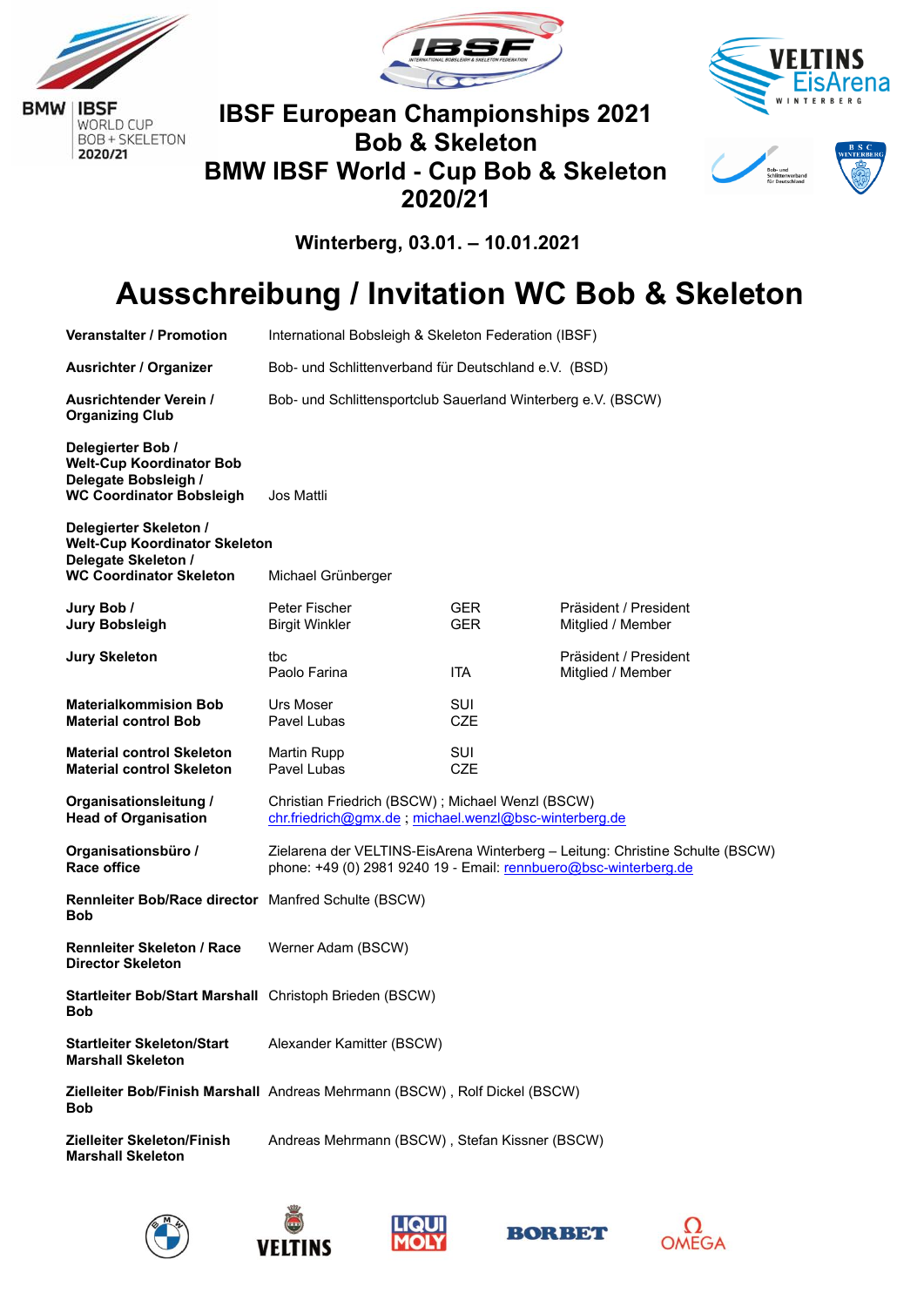# IBSF European Championships 2021
# Bob & Skeleton
# BMW IBSF World - Cup Bob & Skeleton 2020/21

**Winterberg, 03.01. – 10.01.2021**

# Ausschreibung / Invitation WC Bob & Skeleton

| | | | |
|---|---|---|---|
| **Veranstalter / Promotion** | International Bobsleigh & Skeleton Federation (IBSF) | | |
| **Ausrichter / Organizer** | Bob- und Schlittenverband für Deutschland e.V. (BSD) | | |
| **Ausrichtender Verein / Organizing Club** | Bob- und Schlittensportclub Sauerland Winterberg e.V. (BSCW) | | |
| **Delegierter Bob / Welt-Cup Koordinator Bob / Delegate Bobsleigh / WC Coordinator Bobsleigh** | Jos Mattli | | |
| **Delegierter Skeleton / Welt-Cup Koordinator Skeleton / Delegate Skeleton / WC Coordinator Skeleton** | Michael Grünberger | | |
| **Jury Bob / Jury Bobsleigh** | Peter Fischer<br>Birgit Winkler | GER<br>GER | Präsident / President<br>Mitglied / Member |
| **Jury Skeleton** | tbc<br>Paolo Farina | <br>ITA | Präsident / President<br>Mitglied / Member |
| **Materialkommision Bob / Material control Bob** | Urs Moser<br>Pavel Lubas | SUI<br>CZE | |
| **Material control Skeleton / Material control Skeleton** | Martin Rupp<br>Pavel Lubas | SUI<br>CZE | |
| **Organisationsleitung / Head of Organisation** | Christian Friedrich (BSCW) ; Michael Wenzl (BSCW)<br>chr.friedrich@gmx.de ; michael.wenzl@bsc-winterberg.de | | |
| **Organisationsbüro / Race office** | Zielarena der VELTINS-EisArena Winterberg – Leitung: Christine Schulte (BSCW)<br>phone: +49 (0) 2981 9240 19 - Email: rennbuero@bsc-winterberg.de | | |
| **Rennleiter Bob/Race director Bob** | Manfred Schulte (BSCW) | | |
| **Rennleiter Skeleton / Race Director Skeleton** | Werner Adam (BSCW) | | |
| **Startleiter Bob/Start Marshall Bob** | Christoph Brieden (BSCW) | | |
| **Startleiter Skeleton/Start Marshall Skeleton** | Alexander Kamitter (BSCW) | | |
| **Zielleiter Bob/Finish Marshall Bob** | Andreas Mehrmann (BSCW) , Rolf Dickel (BSCW) | | |
| **Zielleiter Skeleton/Finish Marshall Skeleton** | Andreas Mehrmann (BSCW) , Stefan Kissner (BSCW) | | |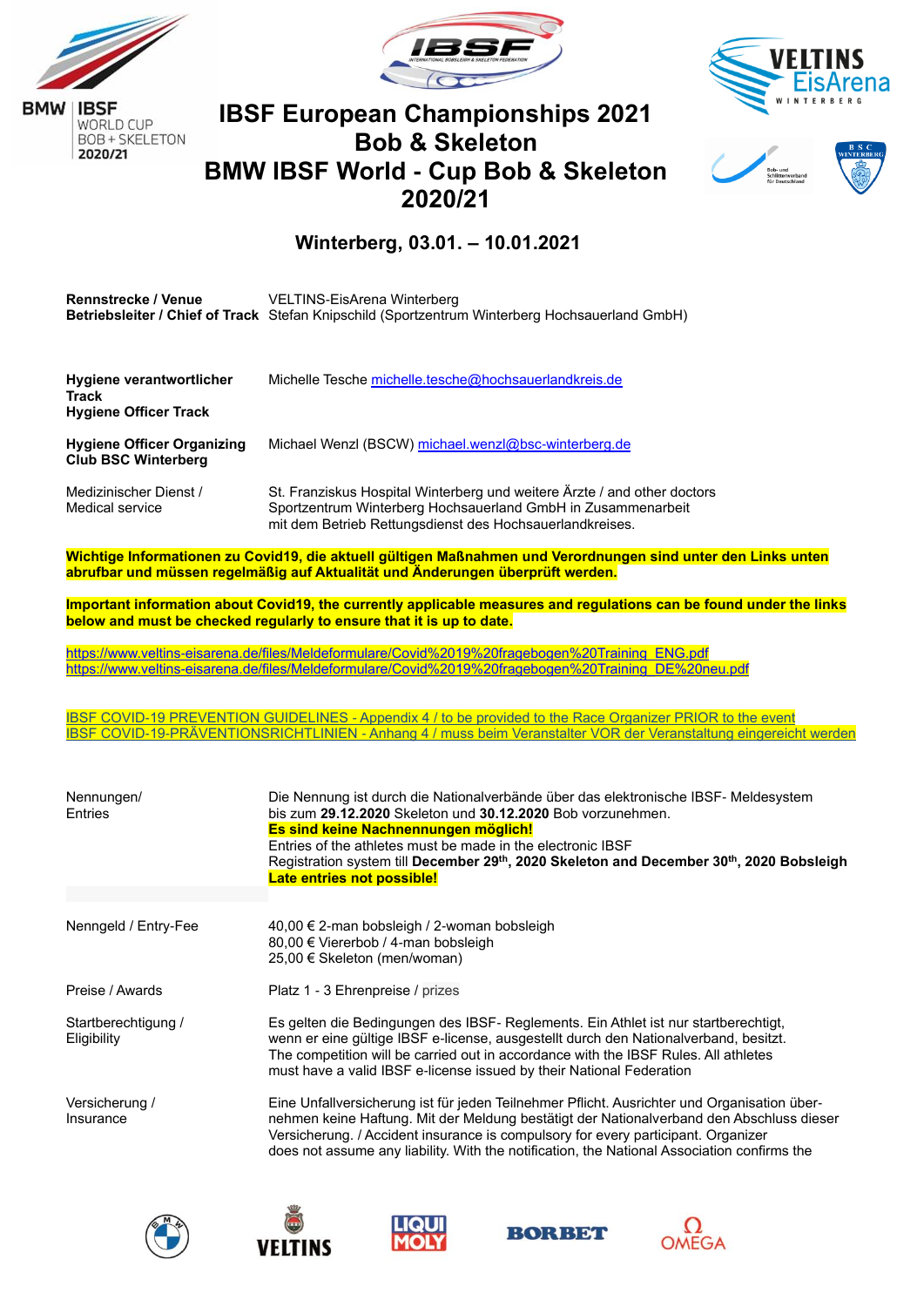# IBSF European Championships 2021
# Bob & Skeleton
# BMW IBSF World - Cup Bob & Skeleton 2020/21

## Winterberg, 03.01. – 10.01.2021

| | |
|---|---|
| **Rennstrecke / Venue** | VELTINS-EisArena Winterberg |
| **Betriebsleiter / Chief of Track** | Stefan Knipschild (Sportzentrum Winterberg Hochsauerland GmbH) |

| | |
|---|---|
| **Hygiene verantwortlicher Track Hygiene Officer Track** | Michelle Tesche michelle.tesche@hochsauerlandkreis.de |
| **Hygiene Officer Organizing Club BSC Winterberg** | Michael Wenzl (BSCW) michael.wenzl@bsc-winterberg.de |
| Medizinischer Dienst / Medical service | St. Franziskus Hospital Winterberg und weitere Ärzte / and other doctors Sportzentrum Winterberg Hochsauerland GmbH in Zusammenarbeit mit dem Betrieb Rettungsdienst des Hochsauerlandkreises. |

**Wichtige Informationen zu Covid19, die aktuell gültigen Maßnahmen und Verordnungen sind unter den Links unten abrufbar und müssen regelmäßig auf Aktualität und Änderungen überprüft werden.**

**Important information about Covid19, the currently applicable measures and regulations can be found under the links below and must be checked regularly to ensure that it is up to date.**

https://www.veltins-eisarena.de/files/Meldeformulare/Covid%2019%20fragebogen%20Training_ENG.pdf
https://www.veltins-eisarena.de/files/Meldeformulare/Covid%2019%20fragebogen%20Training_DE%20neu.pdf

IBSF COVID-19 PREVENTION GUIDELINES - Appendix 4 / to be provided to the Race Organizer PRIOR to the event
IBSF COVID-19-PRÄVENTIONSRICHTLINIEN - Anhang 4 / muss beim Veranstalter VOR der Veranstaltung eingereicht werden

| | |
|---|---|
| Nennungen/ Entries | Die Nennung ist durch die Nationalverbände über das elektronische IBSF- Meldesystem bis zum **29.12.2020** Skeleton und **30.12.2020** Bob vorzunehmen. **Es sind keine Nachnennungen möglich!** Entries of the athletes must be made in the electronic IBSF Registration system till **December 29th, 2020 Skeleton and December 30th, 2020 Bobsleigh** **Late entries not possible!** |
| Nenngeld / Entry-Fee | 40,00 € 2-man bobsleigh / 2-woman bobsleigh<br>80,00 € Viererbob / 4-man bobsleigh<br>25,00 € Skeleton (men/woman) |
| Preise / Awards | Platz 1 - 3 Ehrenpreise / prizes |
| Startberechtigung / Eligibility | Es gelten die Bedingungen des IBSF- Reglements. Ein Athlet ist nur startberechtigt, wenn er eine gültige IBSF e-license, ausgestellt durch den Nationalverband, besitzt. The competition will be carried out in accordance with the IBSF Rules. All athletes must have a valid IBSF e-license issued by their National Federation |
| Versicherung / Insurance | Eine Unfallversicherung ist für jeden Teilnehmer Pflicht. Ausrichter und Organisation übernehmen keine Haftung. Mit der Meldung bestätigt der Nationalverband den Abschluss dieser Versicherung. / Accident insurance is compulsory for every participant. Organizer does not assume any liability. With the notification, the National Association confirms the |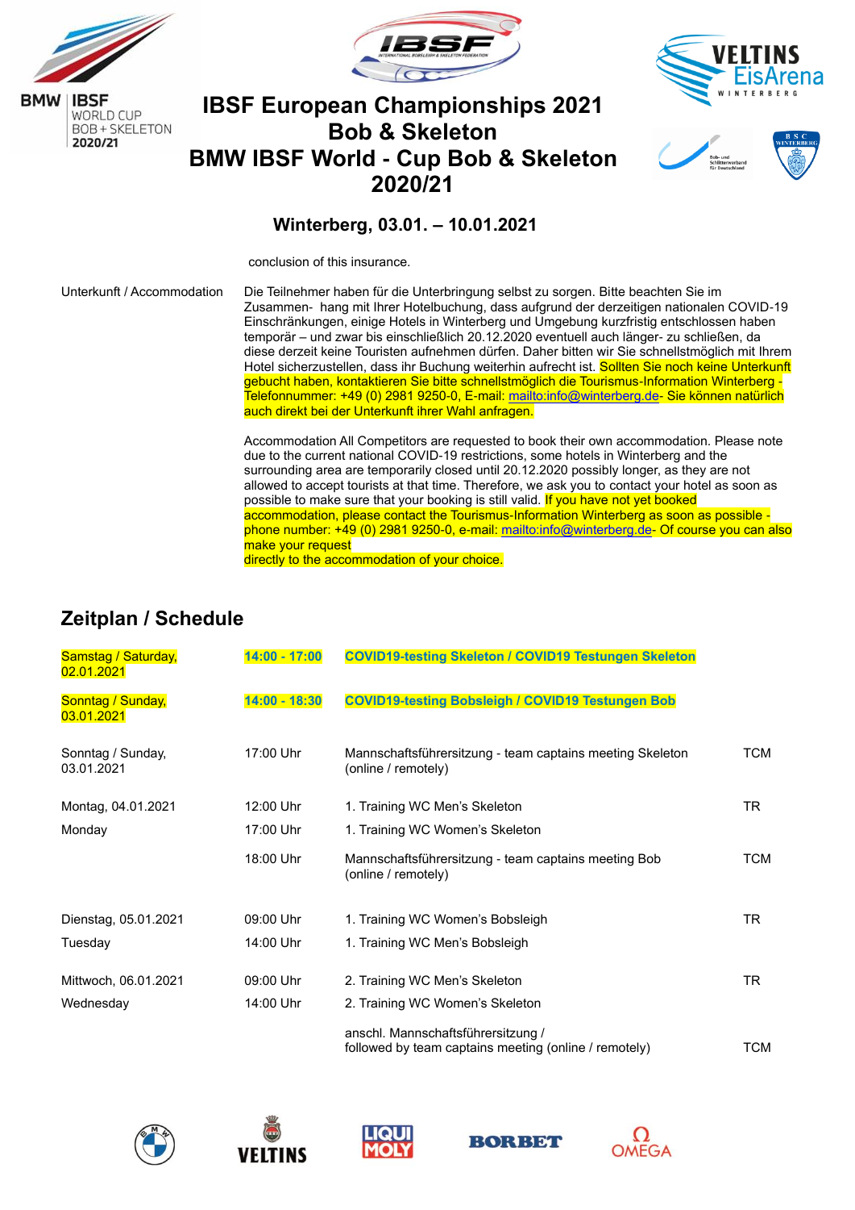# IBSF European Championships 2021 Bob & Skeleton BMW IBSF World - Cup Bob & Skeleton 2020/21

**Winterberg, 03.01. – 10.01.2021**

conclusion of this insurance.

| | |
|---|---|
| Unterkunft / Accommodation | Die Teilnehmer haben für die Unterbringung selbst zu sorgen. Bitte beachten Sie im Zusammen- hang mit Ihrer Hotelbuchung, dass aufgrund der derzeitigen nationalen COVID-19 Einschränkungen, einige Hotels in Winterberg und Umgebung kurzfristig entschlossen haben temporär – und zwar bis einschließlich 20.12.2020 eventuell auch länger- zu schließen, da diese derzeit keine Touristen aufnehmen dürfen. Daher bitten wir Sie schnellstmöglich mit Ihrem Hotel sicherzustellen, dass ihr Buchung weiterhin aufrecht ist. Sollten Sie noch keine Unterkunft gebucht haben, kontaktieren Sie bitte schnellstmöglich die Tourismus-Information Winterberg - Telefonnummer: +49 (0) 2981 9250-0, E-mail: mailto:info@winterberg.de- Sie können natürlich auch direkt bei der Unterkunft ihrer Wahl anfragen. |
| | Accommodation All Competitors are requested to book their own accommodation. Please note due to the current national COVID-19 restrictions, some hotels in Winterberg and the surrounding area are temporarily closed until 20.12.2020 possibly longer, as they are not allowed to accept tourists at that time. Therefore, we ask you to contact your hotel as soon as possible to make sure that your booking is still valid. If you have not yet booked accommodation, please contact the Tourismus-Information Winterberg as soon as possible - phone number: +49 (0) 2981 9250-0, e-mail: mailto:info@winterberg.de- Of course you can also make your request directly to the accommodation of your choice. |

## Zeitplan / Schedule

| | | | |
|---|---|---|---|
| Samstag / Saturday, 02.01.2021 | **14:00 - 17:00** | **COVID19-testing Skeleton / COVID19 Testungen Skeleton** | |
| Sonntag / Sunday, 03.01.2021 | **14:00 - 18:30** | **COVID19-testing Bobsleigh / COVID19 Testungen Bob** | |
| Sonntag / Sunday, 03.01.2021 | 17:00 Uhr | Mannschaftsführersitzung - team captains meeting Skeleton (online / remotely) | TCM |
| Montag, 04.01.2021 | 12:00 Uhr | 1. Training WC Men's Skeleton | TR |
| Monday | 17:00 Uhr | 1. Training WC Women's Skeleton | |
| | 18:00 Uhr | Mannschaftsführersitzung - team captains meeting Bob (online / remotely) | TCM |
| Dienstag, 05.01.2021 | 09:00 Uhr | 1. Training WC Women's Bobsleigh | TR |
| Tuesday | 14:00 Uhr | 1. Training WC Men's Bobsleigh | |
| Mittwoch, 06.01.2021 | 09:00 Uhr | 2. Training WC Men's Skeleton | TR |
| Wednesday | 14:00 Uhr | 2. Training WC Women's Skeleton | |
| | | anschl. Mannschaftsführersitzung / followed by team captains meeting (online / remotely) | TCM |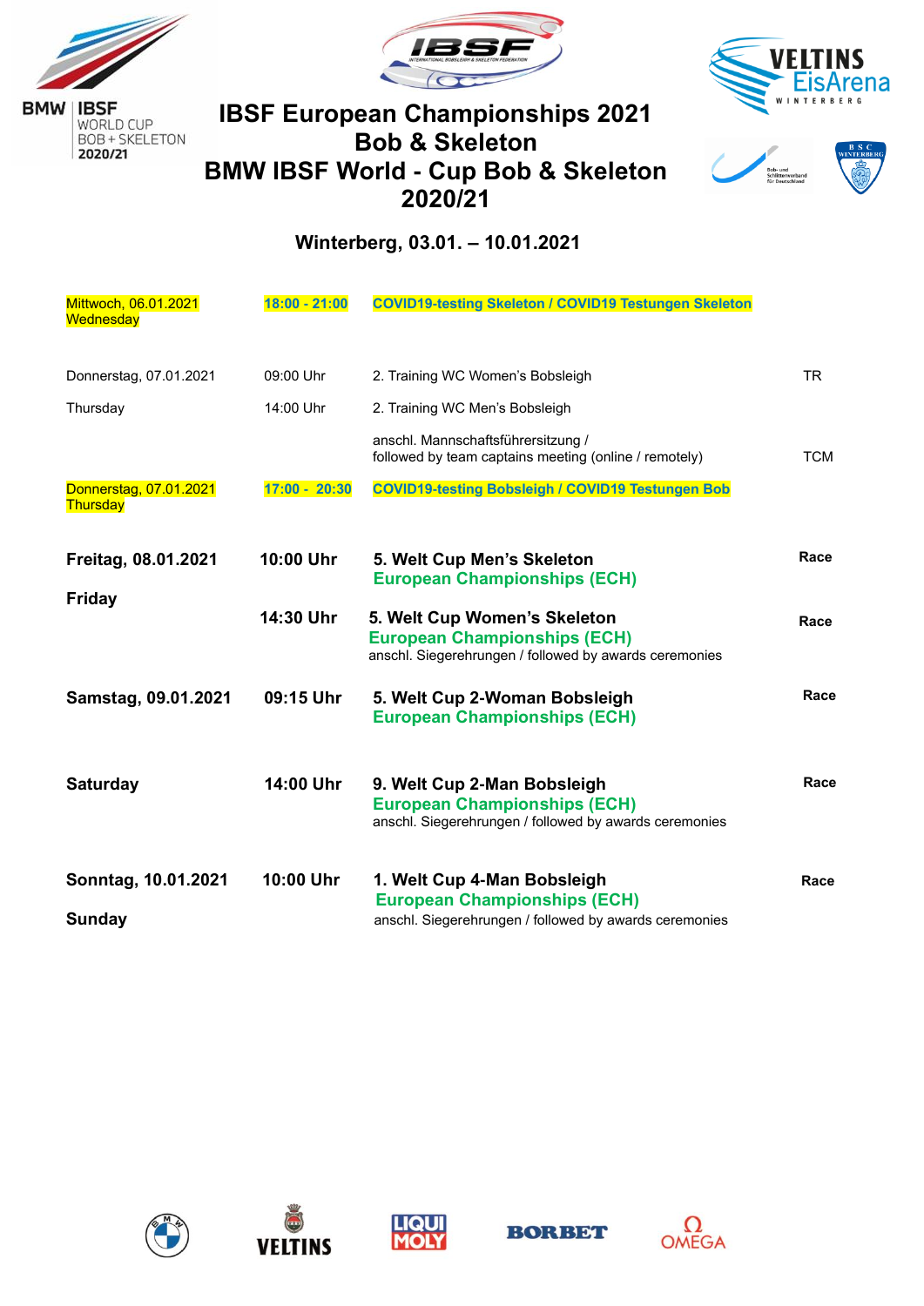# IBSF European Championships 2021
# Bob & Skeleton
# BMW IBSF World - Cup Bob & Skeleton 2020/21

### Winterberg, 03.01. – 10.01.2021

| | | | |
|---|---|---|---|
| Mittwoch, 06.01.2021 Wednesday | **18:00 - 21:00** | **COVID19-testing Skeleton / COVID19 Testungen Skeleton** | |
| Donnerstag, 07.01.2021 | 09:00 Uhr | 2. Training WC Women's Bobsleigh | TR |
| Thursday | 14:00 Uhr | 2. Training WC Men's Bobsleigh | |
| | | anschl. Mannschaftsführersitzung / followed by team captains meeting (online / remotely) | TCM |
| Donnerstag, 07.01.2021 Thursday | **17:00 - 20:30** | **COVID19-testing Bobsleigh / COVID19 Testungen Bob** | |
| **Freitag, 08.01.2021** | **10:00 Uhr** | **5. Welt Cup Men's Skeleton** **European Championships (ECH)** | **Race** |
| **Friday** | **14:30 Uhr** | **5. Welt Cup Women's Skeleton** **European Championships (ECH)** anschl. Siegerehrungen / followed by awards ceremonies | **Race** |
| **Samstag, 09.01.2021** | **09:15 Uhr** | **5. Welt Cup 2-Woman Bobsleigh** **European Championships (ECH)** | **Race** |
| **Saturday** | **14:00 Uhr** | **9. Welt Cup 2-Man Bobsleigh** **European Championships (ECH)** anschl. Siegerehrungen / followed by awards ceremonies | **Race** |
| **Sonntag, 10.01.2021** **Sunday** | **10:00 Uhr** | **1. Welt Cup 4-Man Bobsleigh** **European Championships (ECH)** anschl. Siegerehrungen / followed by awards ceremonies | **Race** |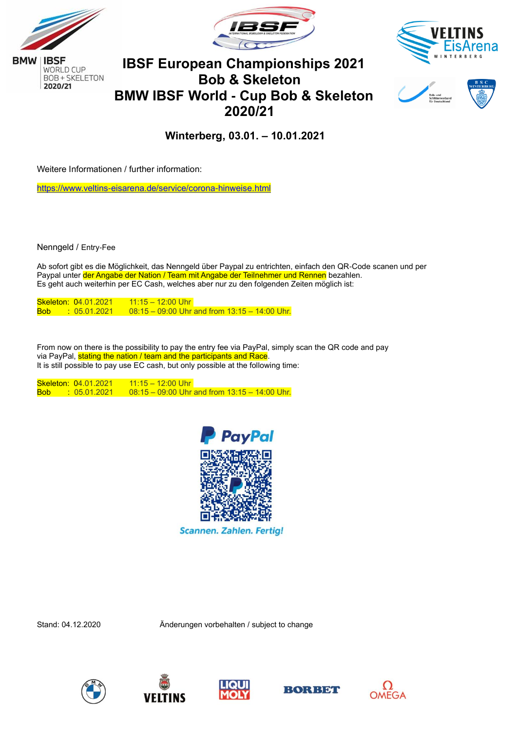# IBSF European Championships 2021
# Bob & Skeleton
# BMW IBSF World - Cup Bob & Skeleton 2020/21

**Winterberg, 03.01. – 10.01.2021**

Weitere Informationen / further information:

https://www.veltins-eisarena.de/service/corona-hinweise.html

Nenngeld / Entry-Fee

Ab sofort gibt es die Möglichkeit, das Nenngeld über Paypal zu entrichten, einfach den QR-Code scannen und per Paypal unter der Angabe der Nation / Team mit Angabe der Teilnehmer und Rennen bezahlen.
Es geht auch weiterhin per EC Cash, welches aber nur zu den folgenden Zeiten möglich ist:

Skeleton: 04.01.2021 11:15 – 12:00 Uhr
Bob : 05.01.2021 08:15 – 09:00 Uhr and from 13:15 – 14:00 Uhr.

From now on there is the possibility to pay the entry fee via PayPal, simply scan the QR code and pay via PayPal, stating the nation / team and the participants and Race.
It is still possible to pay use EC cash, but only possible at the following time:

Skeleton: 04.01.2021 11:15 – 12:00 Uhr
Bob : 05.01.2021 08:15 – 09:00 Uhr and from 13:15 – 14:00 Uhr.

PayPal

Scannen. Zahlen. Fertig!

Stand: 04.12.2020 Änderungen vorbehalten / subject to change